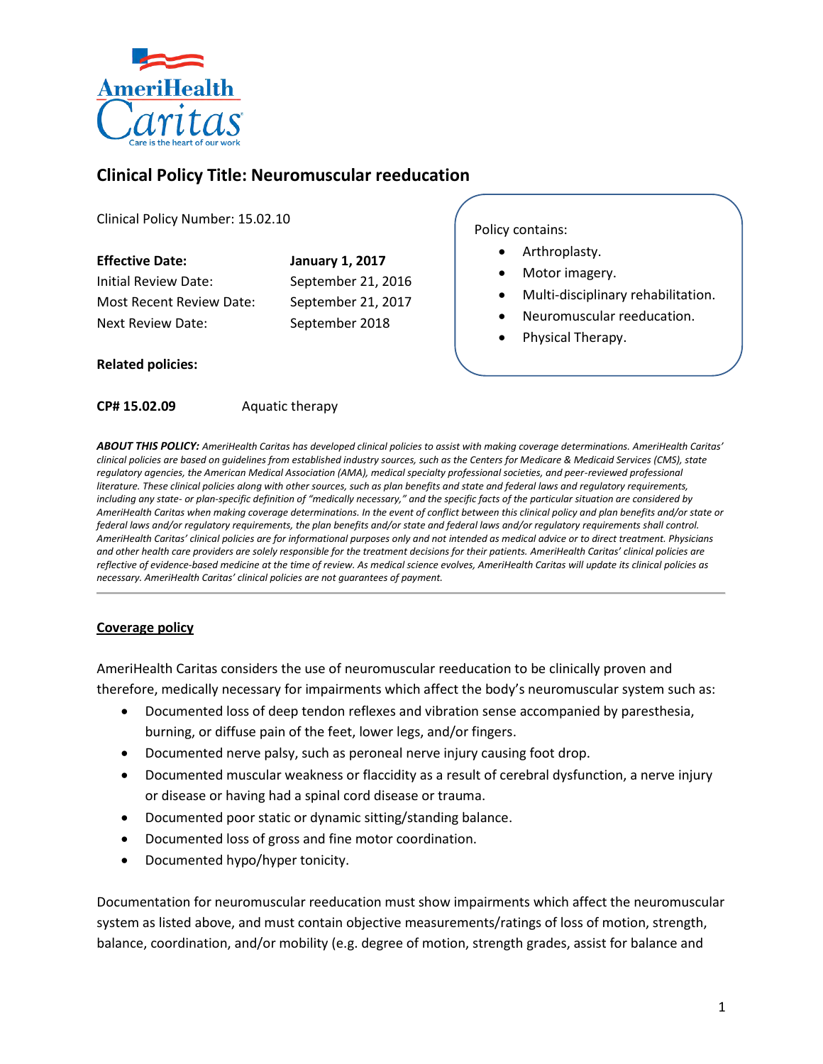# Clinical Policy Title: Neuromuscular reeducation

Clinical Policy Number: 15.02.10

| **Effective Date:** | **January 1, 2017** |
|---|---|
| Initial Review Date: | September 21, 2016 |
| Most Recent Review Date: | September 21, 2017 |
| Next Review Date: | September 2018 |

Policy contains:

- Arthroplasty.
- Motor imagery.
- Multi-disciplinary rehabilitation.
- Neuromuscular reeducation.
- Physical Therapy.

**Related policies:**

**CP# 15.02.09** Aquatic therapy

***ABOUT THIS POLICY:*** *AmeriHealth Caritas has developed clinical policies to assist with making coverage determinations. AmeriHealth Caritas' clinical policies are based on guidelines from established industry sources, such as the Centers for Medicare & Medicaid Services (CMS), state regulatory agencies, the American Medical Association (AMA), medical specialty professional societies, and peer-reviewed professional literature. These clinical policies along with other sources, such as plan benefits and state and federal laws and regulatory requirements, including any state- or plan-specific definition of "medically necessary," and the specific facts of the particular situation are considered by AmeriHealth Caritas when making coverage determinations. In the event of conflict between this clinical policy and plan benefits and/or state or federal laws and/or regulatory requirements, the plan benefits and/or state and federal laws and/or regulatory requirements shall control. AmeriHealth Caritas' clinical policies are for informational purposes only and not intended as medical advice or to direct treatment. Physicians and other health care providers are solely responsible for the treatment decisions for their patients. AmeriHealth Caritas' clinical policies are reflective of evidence-based medicine at the time of review. As medical science evolves, AmeriHealth Caritas will update its clinical policies as necessary. AmeriHealth Caritas' clinical policies are not guarantees of payment.*

## Coverage policy

AmeriHealth Caritas considers the use of neuromuscular reeducation to be clinically proven and therefore, medically necessary for impairments which affect the body's neuromuscular system such as:

- Documented loss of deep tendon reflexes and vibration sense accompanied by paresthesia, burning, or diffuse pain of the feet, lower legs, and/or fingers.
- Documented nerve palsy, such as peroneal nerve injury causing foot drop.
- Documented muscular weakness or flaccidity as a result of cerebral dysfunction, a nerve injury or disease or having had a spinal cord disease or trauma.
- Documented poor static or dynamic sitting/standing balance.
- Documented loss of gross and fine motor coordination.
- Documented hypo/hyper tonicity.

Documentation for neuromuscular reeducation must show impairments which affect the neuromuscular system as listed above, and must contain objective measurements/ratings of loss of motion, strength, balance, coordination, and/or mobility (e.g. degree of motion, strength grades, assist for balance and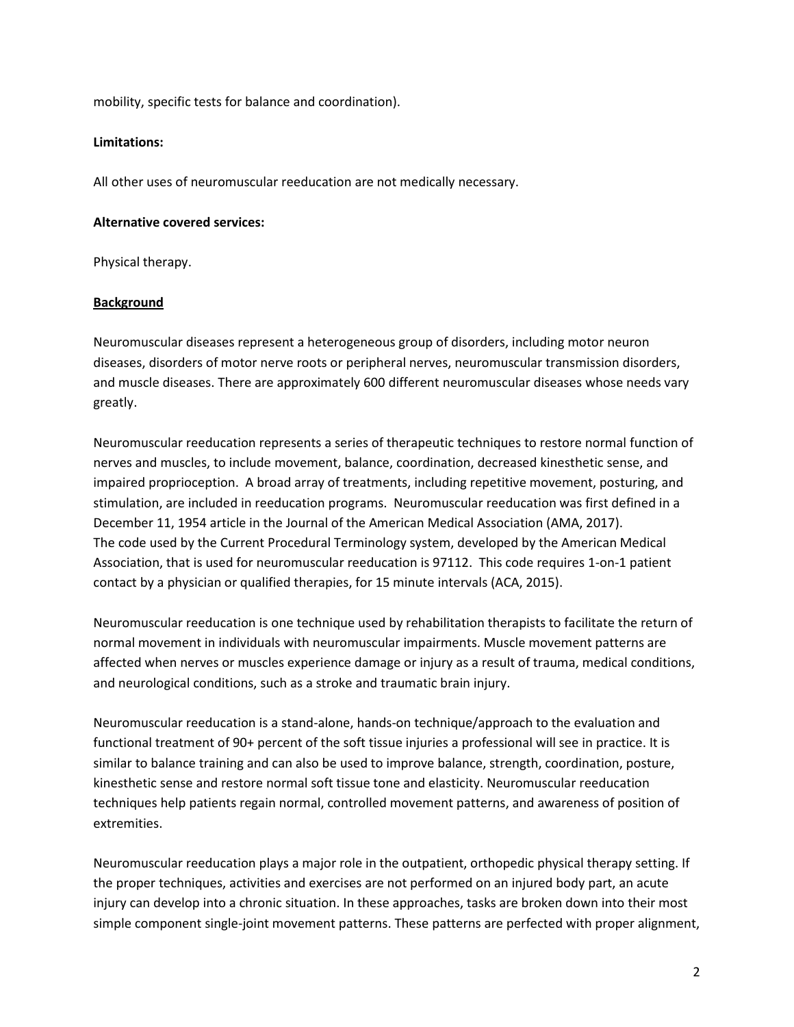mobility, specific tests for balance and coordination).

**Limitations:**

All other uses of neuromuscular reeducation are not medically necessary.

**Alternative covered services:**

Physical therapy.

## Background

Neuromuscular diseases represent a heterogeneous group of disorders, including motor neuron diseases, disorders of motor nerve roots or peripheral nerves, neuromuscular transmission disorders, and muscle diseases. There are approximately 600 different neuromuscular diseases whose needs vary greatly.

Neuromuscular reeducation represents a series of therapeutic techniques to restore normal function of nerves and muscles, to include movement, balance, coordination, decreased kinesthetic sense, and impaired proprioception. A broad array of treatments, including repetitive movement, posturing, and stimulation, are included in reeducation programs. Neuromuscular reeducation was first defined in a December 11, 1954 article in the Journal of the American Medical Association (AMA, 2017). The code used by the Current Procedural Terminology system, developed by the American Medical Association, that is used for neuromuscular reeducation is 97112. This code requires 1-on-1 patient contact by a physician or qualified therapies, for 15 minute intervals (ACA, 2015).

Neuromuscular reeducation is one technique used by rehabilitation therapists to facilitate the return of normal movement in individuals with neuromuscular impairments. Muscle movement patterns are affected when nerves or muscles experience damage or injury as a result of trauma, medical conditions, and neurological conditions, such as a stroke and traumatic brain injury.

Neuromuscular reeducation is a stand-alone, hands-on technique/approach to the evaluation and functional treatment of 90+ percent of the soft tissue injuries a professional will see in practice. It is similar to balance training and can also be used to improve balance, strength, coordination, posture, kinesthetic sense and restore normal soft tissue tone and elasticity. Neuromuscular reeducation techniques help patients regain normal, controlled movement patterns, and awareness of position of extremities.

Neuromuscular reeducation plays a major role in the outpatient, orthopedic physical therapy setting. If the proper techniques, activities and exercises are not performed on an injured body part, an acute injury can develop into a chronic situation. In these approaches, tasks are broken down into their most simple component single-joint movement patterns. These patterns are perfected with proper alignment,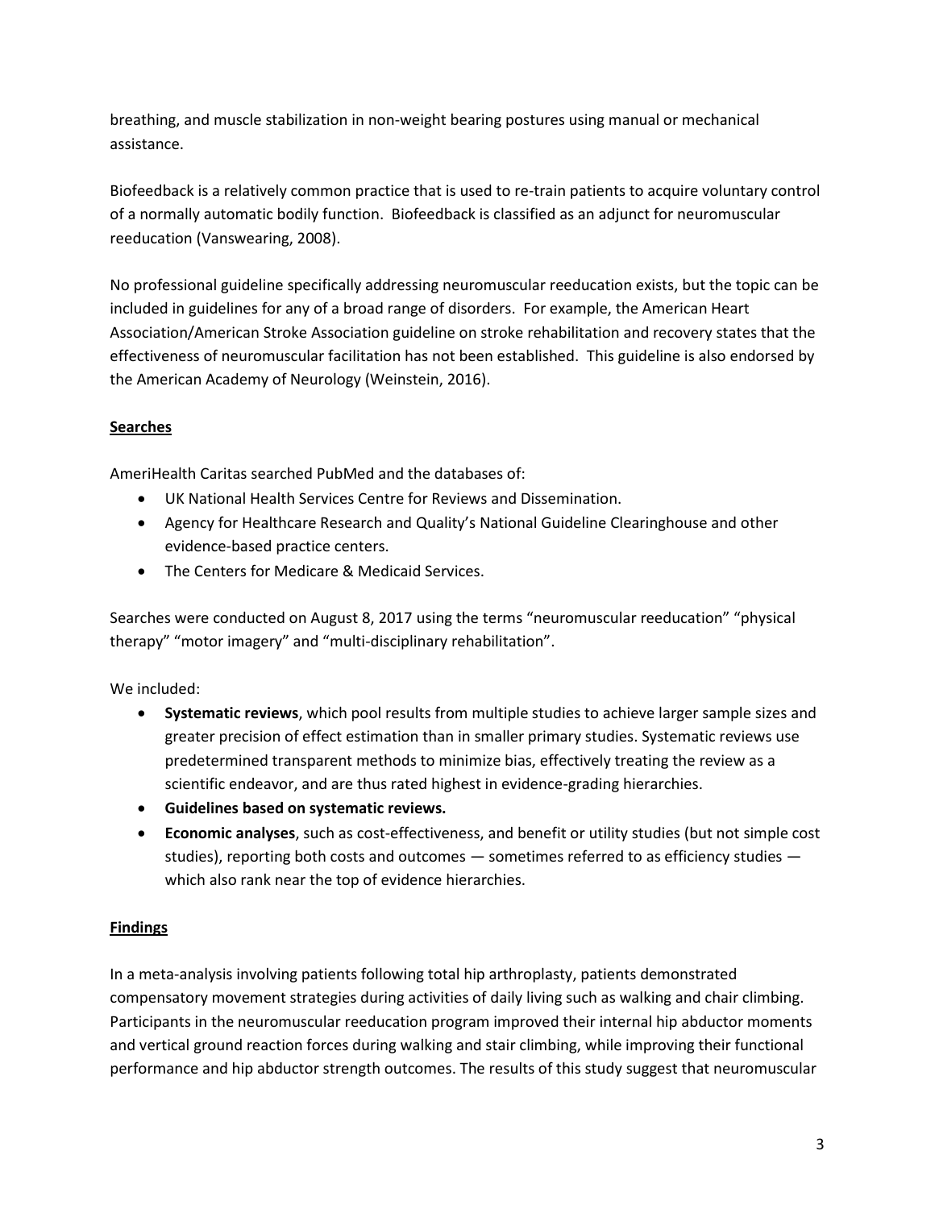breathing, and muscle stabilization in non-weight bearing postures using manual or mechanical assistance.

Biofeedback is a relatively common practice that is used to re-train patients to acquire voluntary control of a normally automatic bodily function. Biofeedback is classified as an adjunct for neuromuscular reeducation (Vanswearing, 2008).

No professional guideline specifically addressing neuromuscular reeducation exists, but the topic can be included in guidelines for any of a broad range of disorders. For example, the American Heart Association/American Stroke Association guideline on stroke rehabilitation and recovery states that the effectiveness of neuromuscular facilitation has not been established. This guideline is also endorsed by the American Academy of Neurology (Weinstein, 2016).

## Searches

AmeriHealth Caritas searched PubMed and the databases of:

- UK National Health Services Centre for Reviews and Dissemination.
- Agency for Healthcare Research and Quality's National Guideline Clearinghouse and other evidence-based practice centers.
- The Centers for Medicare & Medicaid Services.

Searches were conducted on August 8, 2017 using the terms "neuromuscular reeducation" "physical therapy" "motor imagery" and "multi-disciplinary rehabilitation".

We included:

- **Systematic reviews**, which pool results from multiple studies to achieve larger sample sizes and greater precision of effect estimation than in smaller primary studies. Systematic reviews use predetermined transparent methods to minimize bias, effectively treating the review as a scientific endeavor, and are thus rated highest in evidence-grading hierarchies.
- **Guidelines based on systematic reviews.**
- **Economic analyses**, such as cost-effectiveness, and benefit or utility studies (but not simple cost studies), reporting both costs and outcomes — sometimes referred to as efficiency studies — which also rank near the top of evidence hierarchies.

## Findings

In a meta-analysis involving patients following total hip arthroplasty, patients demonstrated compensatory movement strategies during activities of daily living such as walking and chair climbing. Participants in the neuromuscular reeducation program improved their internal hip abductor moments and vertical ground reaction forces during walking and stair climbing, while improving their functional performance and hip abductor strength outcomes. The results of this study suggest that neuromuscular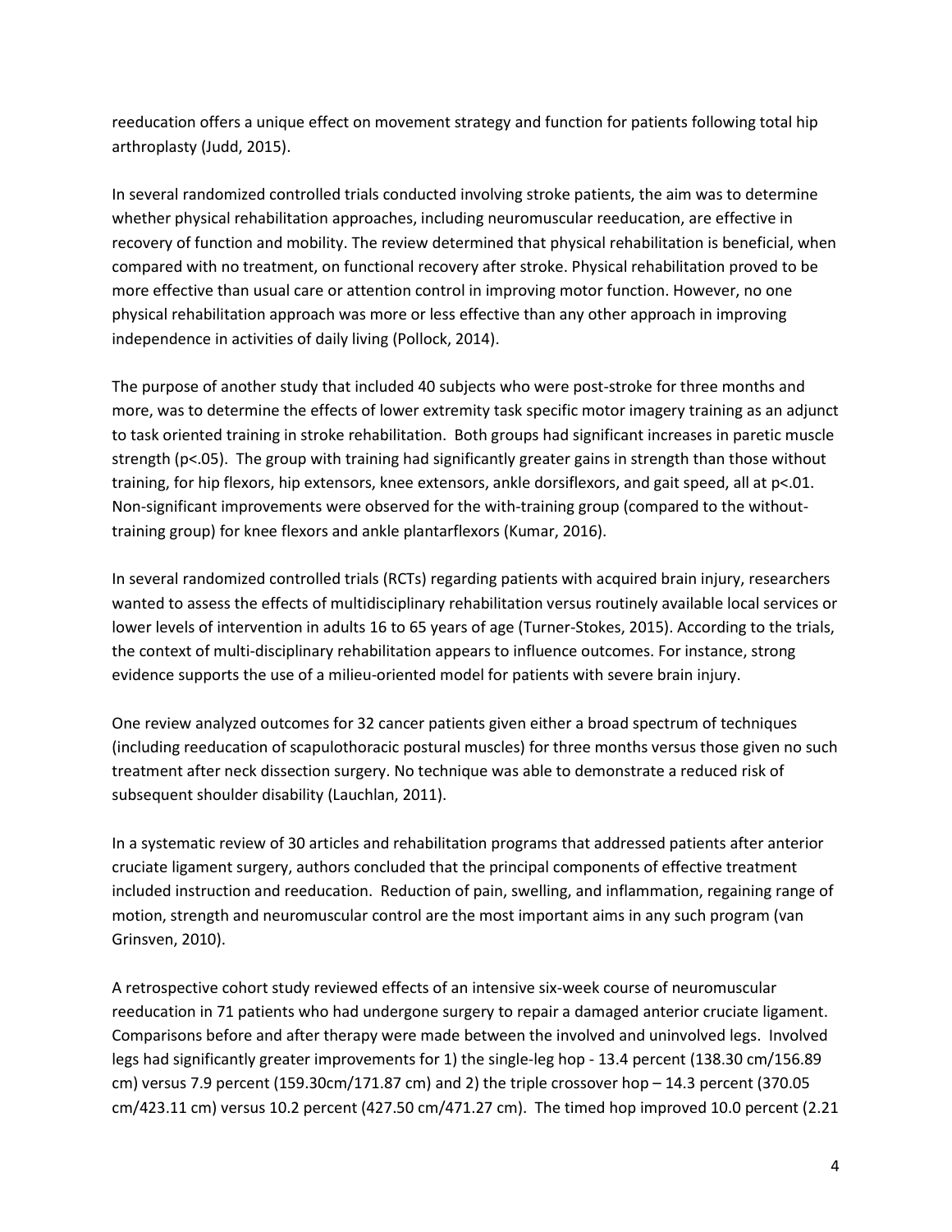reeducation offers a unique effect on movement strategy and function for patients following total hip arthroplasty (Judd, 2015).

In several randomized controlled trials conducted involving stroke patients, the aim was to determine whether physical rehabilitation approaches, including neuromuscular reeducation, are effective in recovery of function and mobility. The review determined that physical rehabilitation is beneficial, when compared with no treatment, on functional recovery after stroke. Physical rehabilitation proved to be more effective than usual care or attention control in improving motor function. However, no one physical rehabilitation approach was more or less effective than any other approach in improving independence in activities of daily living (Pollock, 2014).

The purpose of another study that included 40 subjects who were post-stroke for three months and more, was to determine the effects of lower extremity task specific motor imagery training as an adjunct to task oriented training in stroke rehabilitation. Both groups had significant increases in paretic muscle strength ($p<.05$). The group with training had significantly greater gains in strength than those without training, for hip flexors, hip extensors, knee extensors, ankle dorsiflexors, and gait speed, all at $p<.01$. Non-significant improvements were observed for the with-training group (compared to the without-training group) for knee flexors and ankle plantarflexors (Kumar, 2016).

In several randomized controlled trials (RCTs) regarding patients with acquired brain injury, researchers wanted to assess the effects of multidisciplinary rehabilitation versus routinely available local services or lower levels of intervention in adults 16 to 65 years of age (Turner-Stokes, 2015). According to the trials, the context of multi-disciplinary rehabilitation appears to influence outcomes. For instance, strong evidence supports the use of a milieu-oriented model for patients with severe brain injury.

One review analyzed outcomes for 32 cancer patients given either a broad spectrum of techniques (including reeducation of scapulothoracic postural muscles) for three months versus those given no such treatment after neck dissection surgery. No technique was able to demonstrate a reduced risk of subsequent shoulder disability (Lauchlan, 2011).

In a systematic review of 30 articles and rehabilitation programs that addressed patients after anterior cruciate ligament surgery, authors concluded that the principal components of effective treatment included instruction and reeducation. Reduction of pain, swelling, and inflammation, regaining range of motion, strength and neuromuscular control are the most important aims in any such program (van Grinsven, 2010).

A retrospective cohort study reviewed effects of an intensive six-week course of neuromuscular reeducation in 71 patients who had undergone surgery to repair a damaged anterior cruciate ligament. Comparisons before and after therapy were made between the involved and uninvolved legs. Involved legs had significantly greater improvements for 1) the single-leg hop - 13.4 percent (138.30 cm/156.89 cm) versus 7.9 percent (159.30cm/171.87 cm) and 2) the triple crossover hop – 14.3 percent (370.05 cm/423.11 cm) versus 10.2 percent (427.50 cm/471.27 cm). The timed hop improved 10.0 percent (2.21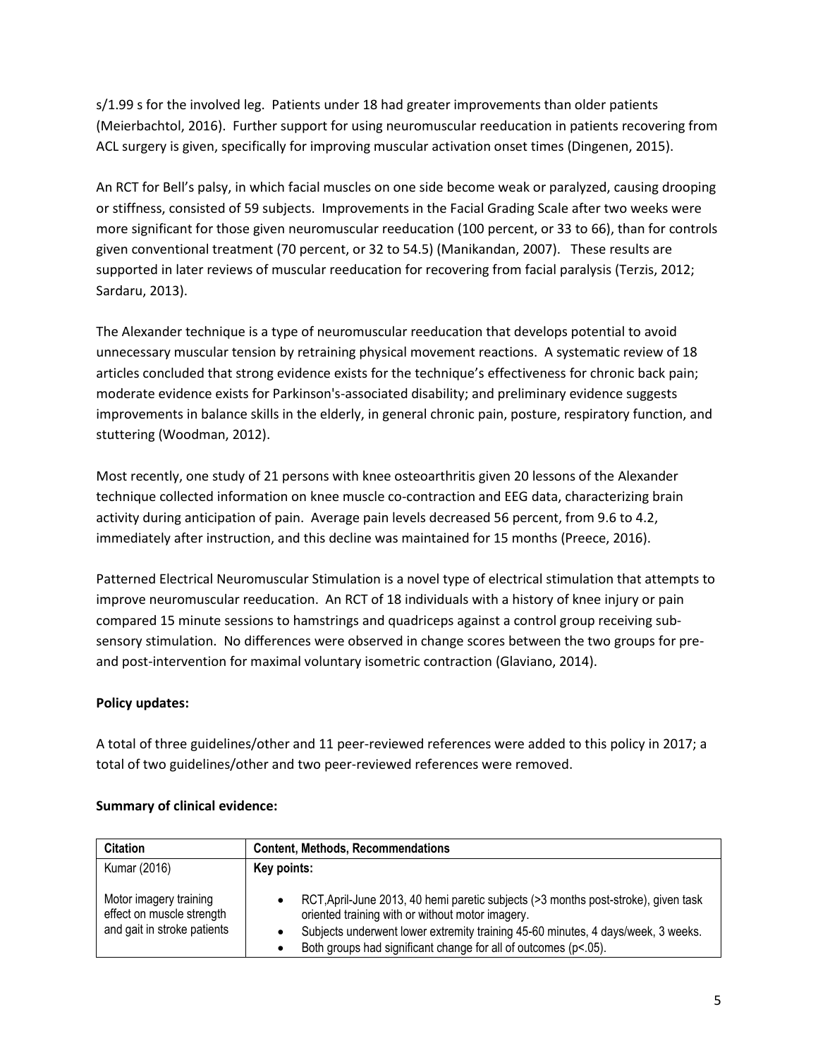s/1.99 s for the involved leg. Patients under 18 had greater improvements than older patients (Meierbachtol, 2016). Further support for using neuromuscular reeducation in patients recovering from ACL surgery is given, specifically for improving muscular activation onset times (Dingenen, 2015).

An RCT for Bell's palsy, in which facial muscles on one side become weak or paralyzed, causing drooping or stiffness, consisted of 59 subjects. Improvements in the Facial Grading Scale after two weeks were more significant for those given neuromuscular reeducation (100 percent, or 33 to 66), than for controls given conventional treatment (70 percent, or 32 to 54.5) (Manikandan, 2007). These results are supported in later reviews of muscular reeducation for recovering from facial paralysis (Terzis, 2012; Sardaru, 2013).

The Alexander technique is a type of neuromuscular reeducation that develops potential to avoid unnecessary muscular tension by retraining physical movement reactions. A systematic review of 18 articles concluded that strong evidence exists for the technique's effectiveness for chronic back pain; moderate evidence exists for Parkinson's-associated disability; and preliminary evidence suggests improvements in balance skills in the elderly, in general chronic pain, posture, respiratory function, and stuttering (Woodman, 2012).

Most recently, one study of 21 persons with knee osteoarthritis given 20 lessons of the Alexander technique collected information on knee muscle co-contraction and EEG data, characterizing brain activity during anticipation of pain. Average pain levels decreased 56 percent, from 9.6 to 4.2, immediately after instruction, and this decline was maintained for 15 months (Preece, 2016).

Patterned Electrical Neuromuscular Stimulation is a novel type of electrical stimulation that attempts to improve neuromuscular reeducation. An RCT of 18 individuals with a history of knee injury or pain compared 15 minute sessions to hamstrings and quadriceps against a control group receiving sub-sensory stimulation. No differences were observed in change scores between the two groups for pre- and post-intervention for maximal voluntary isometric contraction (Glaviano, 2014).

**Policy updates:**

A total of three guidelines/other and 11 peer-reviewed references were added to this policy in 2017; a total of two guidelines/other and two peer-reviewed references were removed.

**Summary of clinical evidence:**

| Citation | Content, Methods, Recommendations |
|---|---|
| Kumar (2016)<br><br>Motor imagery training effect on muscle strength and gait in stroke patients | **Key points:**<br><br>• RCT,April-June 2013, 40 hemi paretic subjects (>3 months post-stroke), given task oriented training with or without motor imagery.<br>• Subjects underwent lower extremity training 45-60 minutes, 4 days/week, 3 weeks.<br>• Both groups had significant change for all of outcomes ($p<.05$). |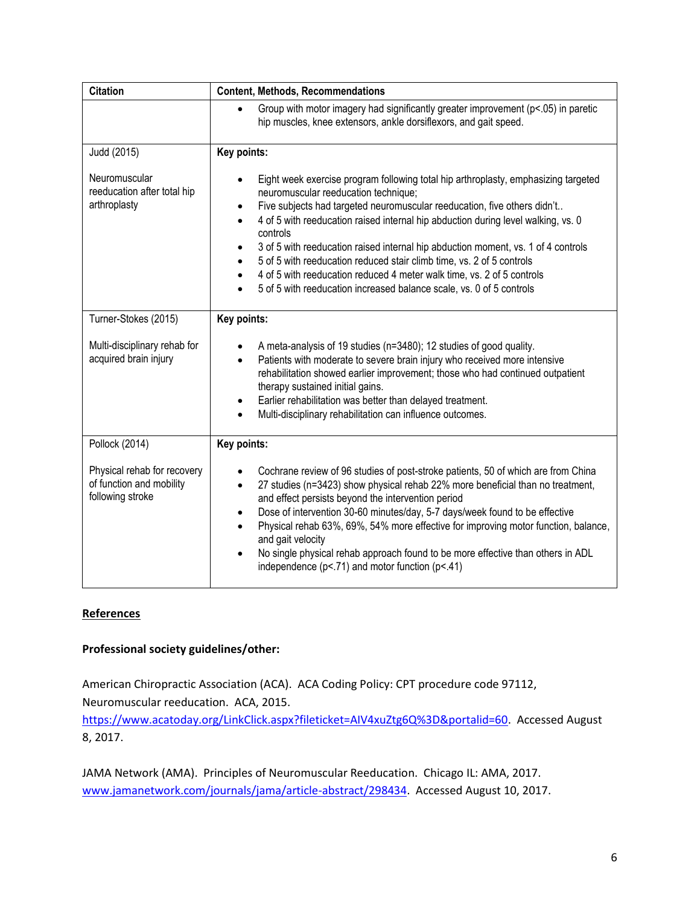| Citation | Content, Methods, Recommendations |
|---|---|
| | • Group with motor imagery had significantly greater improvement ($p<.05$) in paretic hip muscles, knee extensors, ankle dorsiflexors, and gait speed. |
| Judd (2015)<br><br>Neuromuscular reeducation after total hip arthroplasty | **Key points:**<br><br>• Eight week exercise program following total hip arthroplasty, emphasizing targeted neuromuscular reeducation technique;<br>• Five subjects had targeted neuromuscular reeducation, five others didn't..<br>• 4 of 5 with reeducation raised internal hip abduction during level walking, vs. 0 controls<br>• 3 of 5 with reeducation raised internal hip abduction moment, vs. 1 of 4 controls<br>• 5 of 5 with reeducation reduced stair climb time, vs. 2 of 5 controls<br>• 4 of 5 with reeducation reduced 4 meter walk time, vs. 2 of 5 controls<br>• 5 of 5 with reeducation increased balance scale, vs. 0 of 5 controls |
| Turner-Stokes (2015)<br><br>Multi-disciplinary rehab for acquired brain injury | **Key points:**<br><br>• A meta-analysis of 19 studies (n=3480); 12 studies of good quality.<br>• Patients with moderate to severe brain injury who received more intensive rehabilitation showed earlier improvement; those who had continued outpatient therapy sustained initial gains.<br>• Earlier rehabilitation was better than delayed treatment.<br>• Multi-disciplinary rehabilitation can influence outcomes. |
| Pollock (2014)<br><br>Physical rehab for recovery of function and mobility following stroke | **Key points:**<br><br>• Cochrane review of 96 studies of post-stroke patients, 50 of which are from China<br>• 27 studies (n=3423) show physical rehab 22% more beneficial than no treatment, and effect persists beyond the intervention period<br>• Dose of intervention 30-60 minutes/day, 5-7 days/week found to be effective<br>• Physical rehab 63%, 69%, 54% more effective for improving motor function, balance, and gait velocity<br>• No single physical rehab approach found to be more effective than others in ADL independence ($p<.71$) and motor function ($p<.41$) |

## References

### Professional society guidelines/other:

American Chiropractic Association (ACA). ACA Coding Policy: CPT procedure code 97112, Neuromuscular reeducation. ACA, 2015. https://www.acatoday.org/LinkClick.aspx?fileticket=AIV4xuZtg6Q%3D&portalid=60. Accessed August 8, 2017.

JAMA Network (AMA). Principles of Neuromuscular Reeducation. Chicago IL: AMA, 2017. www.jamanetwork.com/journals/jama/article-abstract/298434. Accessed August 10, 2017.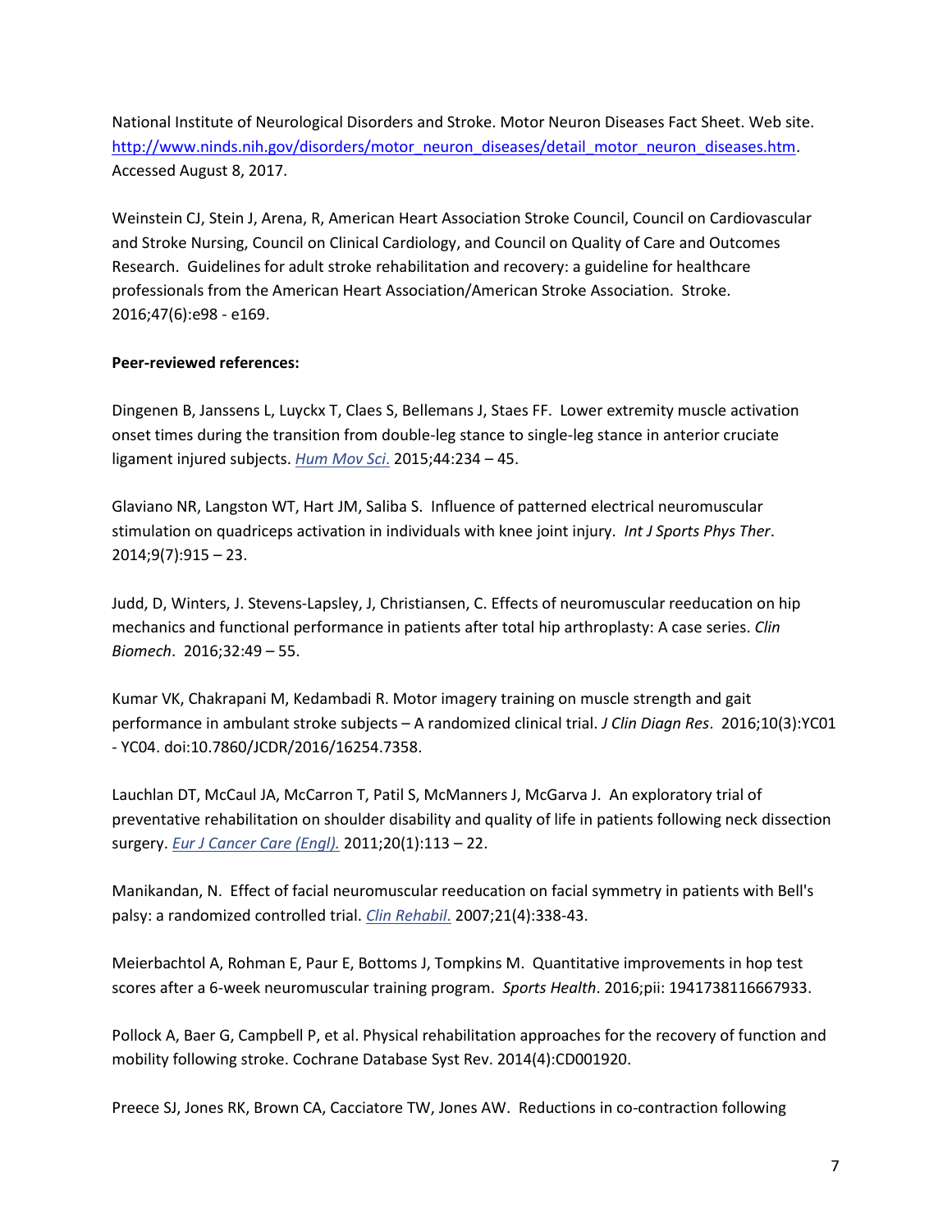National Institute of Neurological Disorders and Stroke. Motor Neuron Diseases Fact Sheet. Web site. [http://www.ninds.nih.gov/disorders/motor_neuron_diseases/detail_motor_neuron_diseases.htm](http://www.ninds.nih.gov/disorders/motor_neuron_diseases/detail_motor_neuron_diseases.htm). Accessed August 8, 2017.

Weinstein CJ, Stein J, Arena, R, American Heart Association Stroke Council, Council on Cardiovascular and Stroke Nursing, Council on Clinical Cardiology, and Council on Quality of Care and Outcomes Research. Guidelines for adult stroke rehabilitation and recovery: a guideline for healthcare professionals from the American Heart Association/American Stroke Association. Stroke. 2016;47(6):e98 - e169.

**Peer-reviewed references:**

Dingenen B, Janssens L, Luyckx T, Claes S, Bellemans J, Staes FF. Lower extremity muscle activation onset times during the transition from double-leg stance to single-leg stance in anterior cruciate ligament injured subjects. *Hum Mov Sci.* 2015;44:234 – 45.

Glaviano NR, Langston WT, Hart JM, Saliba S. Influence of patterned electrical neuromuscular stimulation on quadriceps activation in individuals with knee joint injury. *Int J Sports Phys Ther*. 2014;9(7):915 – 23.

Judd, D, Winters, J. Stevens-Lapsley, J, Christiansen, C. Effects of neuromuscular reeducation on hip mechanics and functional performance in patients after total hip arthroplasty: A case series. *Clin Biomech*. 2016;32:49 – 55.

Kumar VK, Chakrapani M, Kedambadi R. Motor imagery training on muscle strength and gait performance in ambulant stroke subjects – A randomized clinical trial. *J Clin Diagn Res*. 2016;10(3):YC01 - YC04. doi:10.7860/JCDR/2016/16254.7358.

Lauchlan DT, McCaul JA, McCarron T, Patil S, McManners J, McGarva J. An exploratory trial of preventative rehabilitation on shoulder disability and quality of life in patients following neck dissection surgery. *Eur J Cancer Care (Engl).* 2011;20(1):113 – 22.

Manikandan, N. Effect of facial neuromuscular reeducation on facial symmetry in patients with Bell's palsy: a randomized controlled trial. *Clin Rehabil.* 2007;21(4):338-43.

Meierbachtol A, Rohman E, Paur E, Bottoms J, Tompkins M. Quantitative improvements in hop test scores after a 6-week neuromuscular training program. *Sports Health*. 2016;pii: 1941738116667933.

Pollock A, Baer G, Campbell P, et al. Physical rehabilitation approaches for the recovery of function and mobility following stroke. Cochrane Database Syst Rev. 2014(4):CD001920.

Preece SJ, Jones RK, Brown CA, Cacciatore TW, Jones AW. Reductions in co-contraction following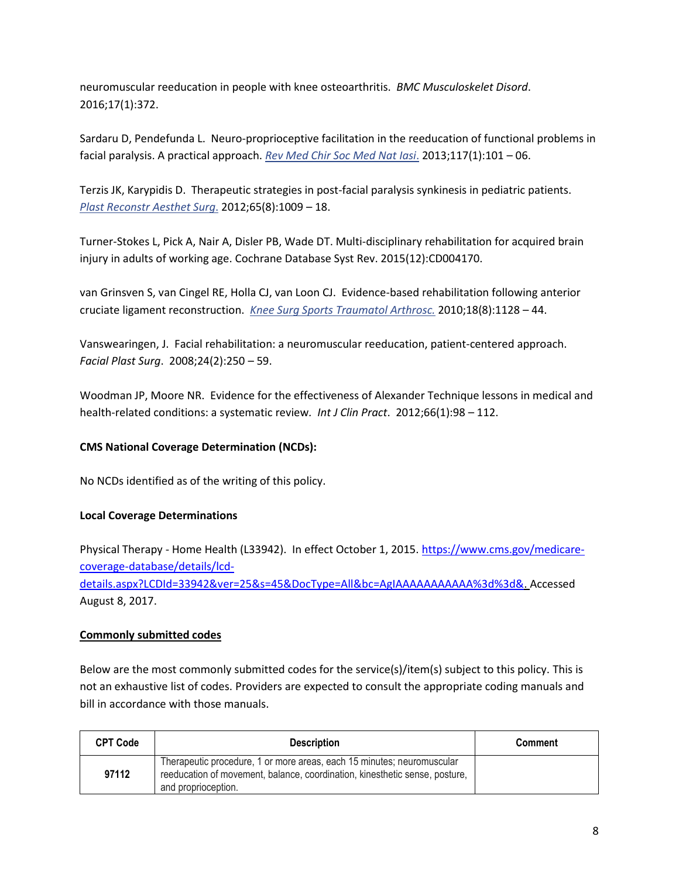neuromuscular reeducation in people with knee osteoarthritis. *BMC Musculoskelet Disord*. 2016;17(1):372.

Sardaru D, Pendefunda L. Neuro-proprioceptive facilitation in the reeducation of functional problems in facial paralysis. A practical approach. *Rev Med Chir Soc Med Nat Iasi*. 2013;117(1):101 – 06.

Terzis JK, Karypidis D. Therapeutic strategies in post-facial paralysis synkinesis in pediatric patients. *Plast Reconstr Aesthet Surg*. 2012;65(8):1009 – 18.

Turner-Stokes L, Pick A, Nair A, Disler PB, Wade DT. Multi-disciplinary rehabilitation for acquired brain injury in adults of working age. Cochrane Database Syst Rev. 2015(12):CD004170.

van Grinsven S, van Cingel RE, Holla CJ, van Loon CJ. Evidence-based rehabilitation following anterior cruciate ligament reconstruction. *Knee Surg Sports Traumatol Arthrosc.* 2010;18(8):1128 – 44.

Vanswearingen, J. Facial rehabilitation: a neuromuscular reeducation, patient-centered approach. *Facial Plast Surg*. 2008;24(2):250 – 59.

Woodman JP, Moore NR. Evidence for the effectiveness of Alexander Technique lessons in medical and health-related conditions: a systematic review. *Int J Clin Pract*. 2012;66(1):98 – 112.

**CMS National Coverage Determination (NCDs):**

No NCDs identified as of the writing of this policy.

**Local Coverage Determinations**

Physical Therapy - Home Health (L33942). In effect October 1, 2015. https://www.cms.gov/medicare-coverage-database/details/lcd-details.aspx?LCDId=33942&ver=25&s=45&DocType=All&bc=AgIAAAAAAAAAAA%3d%3d&. Accessed August 8, 2017.

**Commonly submitted codes**

Below are the most commonly submitted codes for the service(s)/item(s) subject to this policy. This is not an exhaustive list of codes. Providers are expected to consult the appropriate coding manuals and bill in accordance with those manuals.

| CPT Code | Description | Comment |
|---|---|---|
| 97112 | Therapeutic procedure, 1 or more areas, each 15 minutes; neuromuscular reeducation of movement, balance, coordination, kinesthetic sense, posture, and proprioception. | |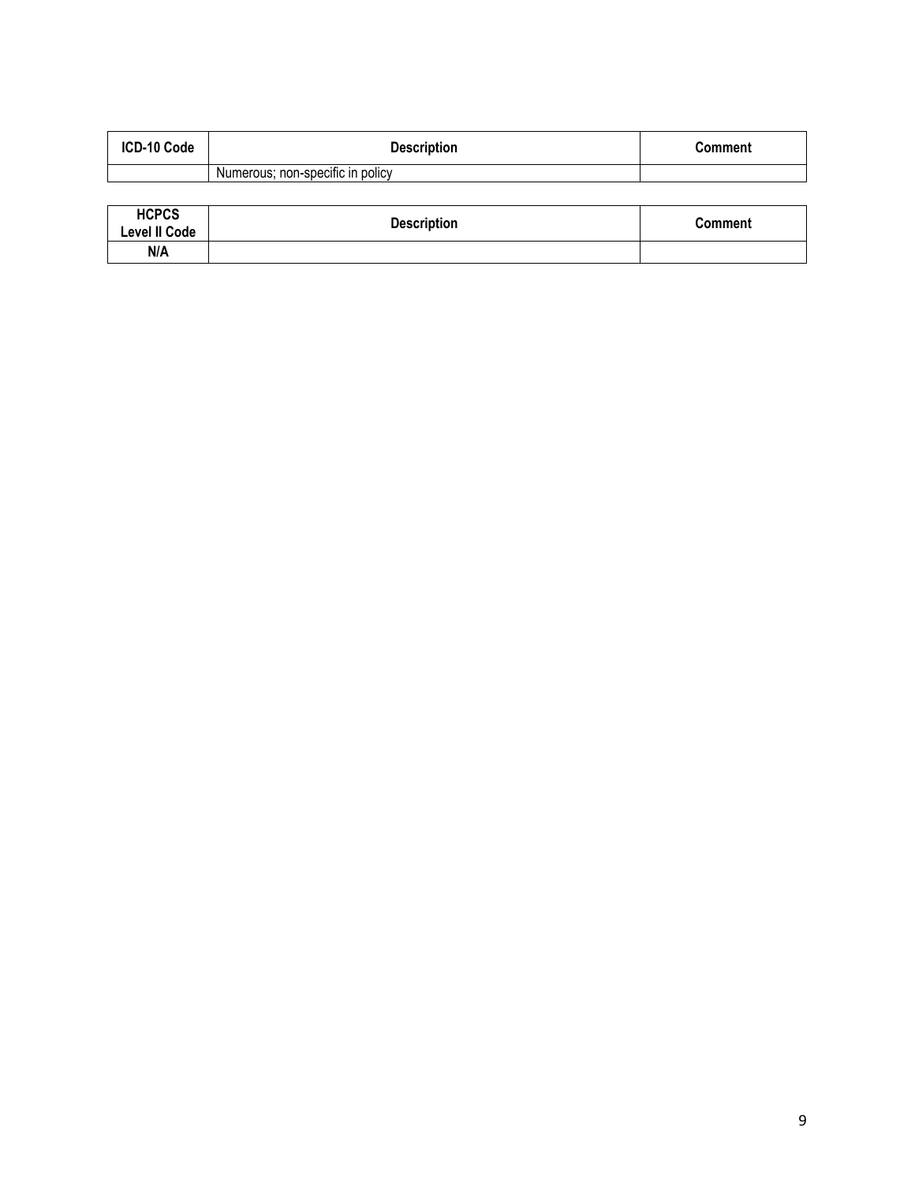| ICD-10 Code | Description | Comment |
| --- | --- | --- |
| | Numerous; non-specific in policy | |

| HCPCS Level II Code | Description | Comment |
| --- | --- | --- |
| **N/A** | | |